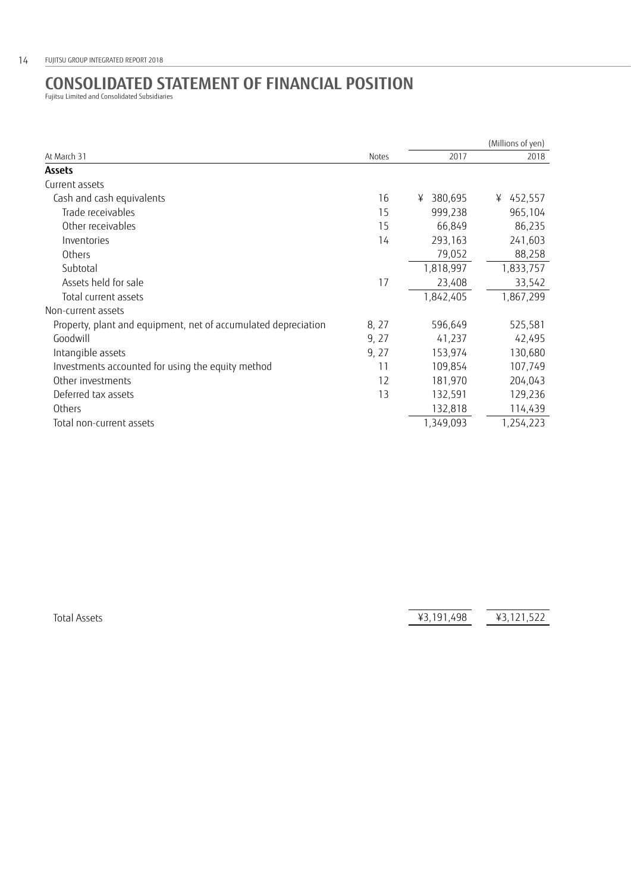# CONSOLIDATED STATEMENT OF FINANCIAL POSITION

Fujitsu Limited and Consolidated Subsidiaries

| | | | (Millions of yen) |
|---|---|---|---|
| At March 31 | Notes | 2017 | 2018 |
| **Assets** | | | |
| Current assets | | | |
| Cash and cash equivalents | 16 | ¥ 380,695 | ¥ 452,557 |
| Trade receivables | 15 | 999,238 | 965,104 |
| Other receivables | 15 | 66,849 | 86,235 |
| Inventories | 14 | 293,163 | 241,603 |
| Others | | 79,052 | 88,258 |
| Subtotal | | 1,818,997 | 1,833,757 |
| Assets held for sale | 17 | 23,408 | 33,542 |
| Total current assets | | 1,842,405 | 1,867,299 |
| Non-current assets | | | |
| Property, plant and equipment, net of accumulated depreciation | 8, 27 | 596,649 | 525,581 |
| Goodwill | 9, 27 | 41,237 | 42,495 |
| Intangible assets | 9, 27 | 153,974 | 130,680 |
| Investments accounted for using the equity method | 11 | 109,854 | 107,749 |
| Other investments | 12 | 181,970 | 204,043 |
| Deferred tax assets | 13 | 132,591 | 129,236 |
| Others | | 132,818 | 114,439 |
| Total non-current assets | | 1,349,093 | 1,254,223 |
| Total Assets | | ¥3,191,498 | ¥3,121,522 |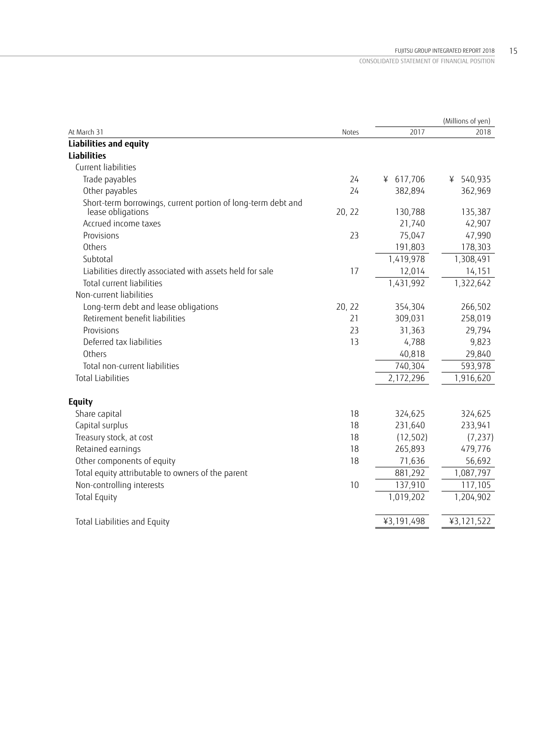| At March 31 | Notes | 2017 | 2018 |
|---|---|---|---|
| | | (Millions of yen) | |
| **Liabilities and equity** | | | |
| **Liabilities** | | | |
| Current liabilities | | | |
| Trade payables | 24 | ¥ 617,706 | ¥ 540,935 |
| Other payables | 24 | 382,894 | 362,969 |
| Short-term borrowings, current portion of long-term debt and lease obligations | 20, 22 | 130,788 | 135,387 |
| Accrued income taxes | | 21,740 | 42,907 |
| Provisions | 23 | 75,047 | 47,990 |
| Others | | 191,803 | 178,303 |
| Subtotal | | 1,419,978 | 1,308,491 |
| Liabilities directly associated with assets held for sale | 17 | 12,014 | 14,151 |
| Total current liabilities | | 1,431,992 | 1,322,642 |
| Non-current liabilities | | | |
| Long-term debt and lease obligations | 20, 22 | 354,304 | 266,502 |
| Retirement benefit liabilities | 21 | 309,031 | 258,019 |
| Provisions | 23 | 31,363 | 29,794 |
| Deferred tax liabilities | 13 | 4,788 | 9,823 |
| Others | | 40,818 | 29,840 |
| Total non-current liabilities | | 740,304 | 593,978 |
| Total Liabilities | | 2,172,296 | 1,916,620 |
| **Equity** | | | |
| Share capital | 18 | 324,625 | 324,625 |
| Capital surplus | 18 | 231,640 | 233,941 |
| Treasury stock, at cost | 18 | (12,502) | (7,237) |
| Retained earnings | 18 | 265,893 | 479,776 |
| Other components of equity | 18 | 71,636 | 56,692 |
| Total equity attributable to owners of the parent | | 881,292 | 1,087,797 |
| Non-controlling interests | 10 | 137,910 | 117,105 |
| Total Equity | | 1,019,202 | 1,204,902 |
| Total Liabilities and Equity | | ¥3,191,498 | ¥3,121,522 |